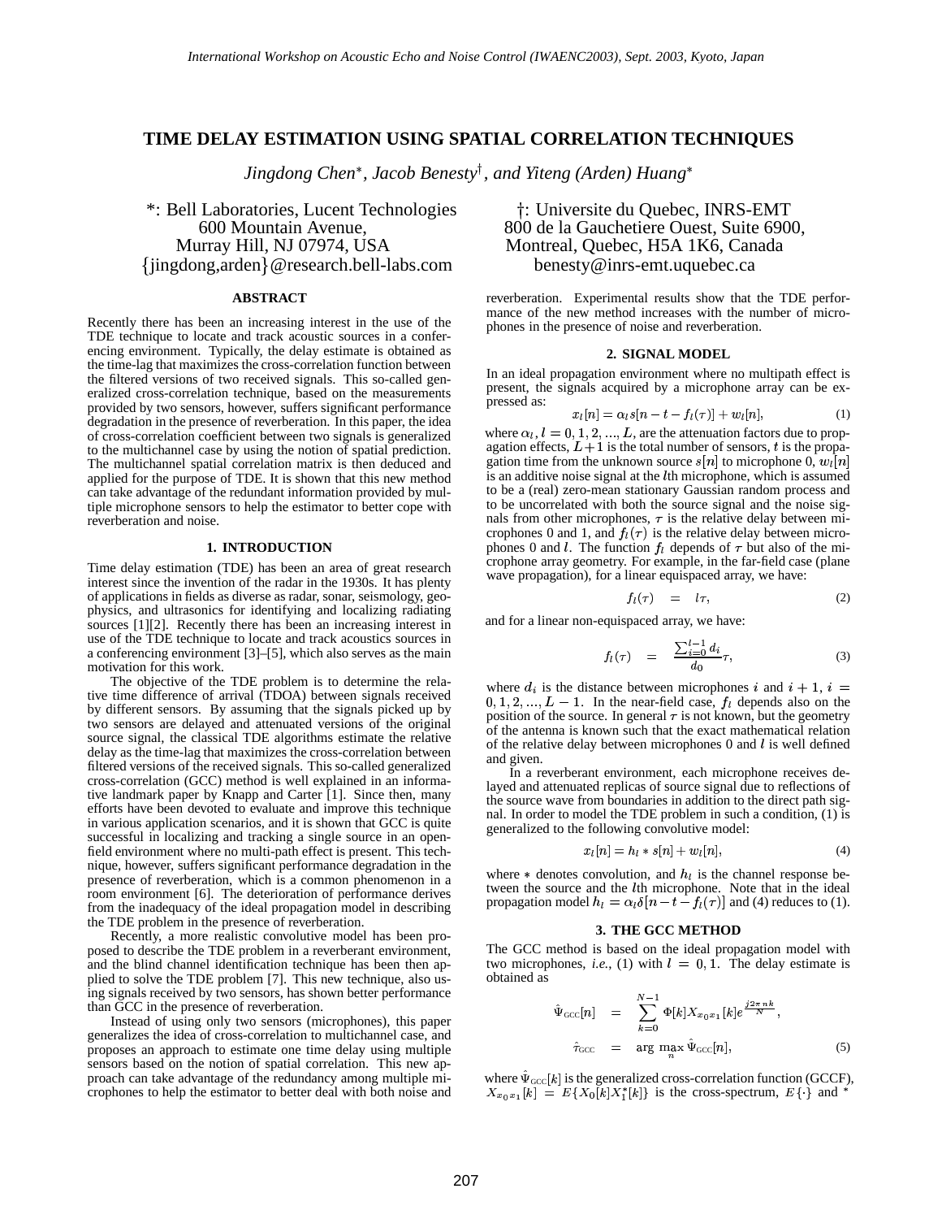# TIME DELAY ESTIMATION USING SPATIAL CORRELATION TECHNIQUES

*Jingdong Chen*, Jacob Benesty†, and Yiteng (Arden) Huang**

*: Bell Laboratories, Lucent Technologies
600 Mountain Avenue,
Murray Hill, NJ 07974, USA
{jingdong,arden}@research.bell-labs.com

†: Universite du Quebec, INRS-EMT
800 de la Gauchetiere Ouest, Suite 6900,
Montreal, Quebec, H5A 1K6, Canada
benesty@inrs-emt.uquebec.ca

## ABSTRACT

Recently there has been an increasing interest in the use of the TDE technique to locate and track acoustic sources in a conferencing environment. Typically, the delay estimate is obtained as the time-lag that maximizes the cross-correlation function between the filtered versions of two received signals. This so-called generalized cross-correlation technique, based on the measurements provided by two sensors, however, suffers significant performance degradation in the presence of reverberation. In this paper, the idea of cross-correlation coefficient between two signals is generalized to the multichannel case by using the notion of spatial prediction. The multichannel spatial correlation matrix is then deduced and applied for the purpose of TDE. It is shown that this new method can take advantage of the redundant information provided by multiple microphone sensors to help the estimator to better cope with reverberation and noise.

## 1. INTRODUCTION

Time delay estimation (TDE) has been an area of great research interest since the invention of the radar in the 1930s. It has plenty of applications in fields as diverse as radar, sonar, seismology, geophysics, and ultrasonics for identifying and localizing radiating sources [1][2]. Recently there has been an increasing interest in use of the TDE technique to locate and track acoustics sources in a conferencing environment [3]–[5], which also serves as the main motivation for this work.

The objective of the TDE problem is to determine the relative time difference of arrival (TDOA) between signals received by different sensors. By assuming that the signals picked up by two sensors are delayed and attenuated versions of the original source signal, the classical TDE algorithms estimate the relative delay as the time-lag that maximizes the cross-correlation between filtered versions of the received signals. This so-called generalized cross-correlation (GCC) method is well explained in an informative landmark paper by Knapp and Carter [1]. Since then, many efforts have been devoted to evaluate and improve this technique in various application scenarios, and it is shown that GCC is quite successful in localizing and tracking a single source in an open-field environment where no multi-path effect is present. This technique, however, suffers significant performance degradation in the presence of reverberation, which is a common phenomenon in a room environment [6]. The deterioration of performance derives from the inadequacy of the ideal propagation model in describing the TDE problem in the presence of reverberation.

Recently, a more realistic convolutive model has been proposed to describe the TDE problem in a reverberant environment, and the blind channel identification technique has been then applied to solve the TDE problem [7]. This new technique, also using signals received by two sensors, has shown better performance than GCC in the presence of reverberation.

Instead of using only two sensors (microphones), this paper generalizes the idea of cross-correlation to multichannel case, and proposes an approach to estimate one time delay using multiple sensors based on the notion of spatial correlation. This new approach can take advantage of the redundancy among multiple microphones to help the estimator to better deal with both noise and reverberation. Experimental results show that the TDE performance of the new method increases with the number of microphones in the presence of noise and reverberation.

## 2. SIGNAL MODEL

In an ideal propagation environment where no multipath effect is present, the signals acquired by a microphone array can be expressed as:

$$x_l[n] = \alpha_l s[n - t - f_l(\tau)] + w_l[n], \tag{1}$$

where $\alpha_l, l = 0, 1, 2, ..., L$, are the attenuation factors due to propagation effects, $L+1$ is the total number of sensors, $t$ is the propagation time from the unknown source $s[n]$ to microphone 0, $w_l[n]$ is an additive noise signal at the $l$th microphone, which is assumed to be a (real) zero-mean stationary Gaussian random process and to be uncorrelated with both the source signal and the noise signals from other microphones, $\tau$ is the relative delay between microphones 0 and 1, and $f_l(\tau)$ is the relative delay between microphones 0 and $l$. The function $f_l$ depends of $\tau$ but also of the microphone array geometry. For example, in the far-field case (plane wave propagation), for a linear equispaced array, we have:

$$f_l(\tau) \quad = \quad l\tau, \tag{2}$$

and for a linear non-equispaced array, we have:

$$f_l(\tau) \quad = \quad \frac{\sum_{i=0}^{l-1} d_i}{d_0}\tau, \tag{3}$$

where $d_i$ is the distance between microphones $i$ and $i+1$, $i = 0, 1, 2, ..., L-1$. In the near-field case, $f_l$ depends also on the position of the source. In general $\tau$ is not known, but the geometry of the antenna is known such that the exact mathematical relation of the relative delay between microphones 0 and $l$ is well defined and given.

In a reverberant environment, each microphone receives delayed and attenuated replicas of source signal due to reflections of the source wave from boundaries in addition to the direct path signal. In order to model the TDE problem in such a condition, (1) is generalized to the following convolutive model:

$$x_l[n] = h_l * s[n] + w_l[n], \tag{4}$$

where $*$ denotes convolution, and $h_l$ is the channel response between the source and the $l$th microphone. Note that in the ideal propagation model $h_l = \alpha_l \delta[n - t - f_l(\tau)]$ and (4) reduces to (1).

## 3. THE GCC METHOD

The GCC method is based on the ideal propagation model with two microphones, *i.e.*, (1) with $l = 0, 1$. The delay estimate is obtained as

$$\hat{\Psi}_{\text{GCC}}[n] \quad = \quad \sum_{k=0}^{N-1} \Phi[k] X_{x_0 x_1}[k] e^{\frac{j2\pi nk}{N}},$$
$$\hat{\tau}_{\text{GCC}} \quad = \quad \arg\max_{n} \hat{\Psi}_{\text{GCC}}[n], \tag{5}$$

where $\hat{\Psi}_{\text{GCC}}[k]$ is the generalized cross-correlation function (GCCF), $X_{x_0 x_1}[k] = E\{X_0[k]X_1^*[k]\}$ is the cross-spectrum, $E\{\cdot\}$ and $^*$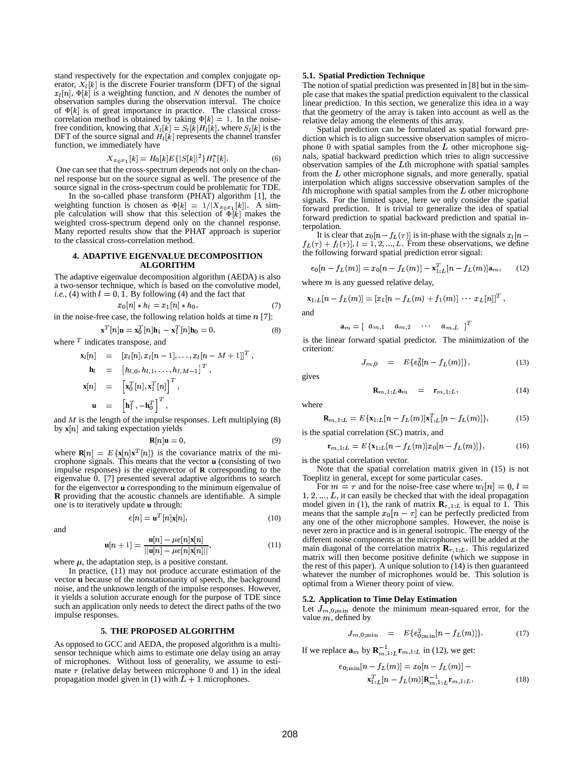stand respectively for the expectation and complex conjugate operator, $X_l[k]$ is the discrete Fourier transform (DFT) of the signal $x_l[n]$, $\Phi[k]$ is a weighting function, and $N$ denotes the number of observation samples during the observation interval. The choice of $\Phi[k]$ is of great importance in practice. The classical cross-correlation method is obtained by taking $\Phi[k] = 1$. In the noise-free condition, knowing that $X_l[k] = S_l[k]H_l[k]$, where $S_l[k]$ is the DFT of the source signal and $H_l[k]$ represents the channel transfer function, we immediately have

$$X_{x_0x_1}[k] = H_0[k]E\{|S[k]|^2\}H_1^*[k]. \tag{6}$$

One can see that the cross-spectrum depends not only on the channel response but on the source signal as well. The presence of the source signal in the cross-spectrum could be problematic for TDE.

In the so-called phase transform (PHAT) algorithm [1], the weighting function is chosen as $\Phi[k] = 1/|X_{x_0x_1}[k]|$. A simple calculation will show that this selection of $\Phi[k]$ makes the weighted cross-spectrum depend only on the channel response. Many reported results show that the PHAT approach is superior to the classical cross-correlation method.

## 4. ADAPTIVE EIGENVALUE DECOMPOSITION ALGORITHM

The adaptive eigenvalue decomposition algorithm (AEDA) is also a two-sensor technique, which is based on the convolutive model, *i.e.*, (4) with $l = 0, 1$. By following (4) and the fact that

$$x_0[n] * h_l = x_1[n] * h_0, \tag{7}$$

in the noise-free case, the following relation holds at time $n$ [7]:

$$\mathbf{x}^T[n]\mathbf{u} = \mathbf{x}_0^T[n]\mathbf{h}_1 - \mathbf{x}_1^T[n]\mathbf{h}_0 = 0, \tag{8}$$

where $^T$ indicates transpose, and

$$\begin{aligned}
\mathbf{x}_l[n] &= [x_l[n], x_l[n-1], \ldots, x_l[n-M+1]]^T, \\
\mathbf{h}_l &= [h_{l,0}, h_{l,1}, \ldots, h_{l,M-1}]^T, \\
\mathbf{x}[n] &= \left[\mathbf{x}_0^T[n], \mathbf{x}_1^T[n]\right]^T, \\
\mathbf{u} &= \left[\mathbf{h}_1^T, -\mathbf{h}_0^T\right]^T,
\end{aligned}$$

and $M$ is the length of the impulse responses. Left multiplying (8) by $\mathbf{x}[n]$ and taking expectation yields

$$\mathbf{R}[n]\mathbf{u} = 0, \tag{9}$$

where $\mathbf{R}[n] = E\{\mathbf{x}[n]\mathbf{x}^T[n]\}$ is the covariance matrix of the microphone signals. This means that the vector $\mathbf{u}$ (consisting of two impulse responses) is the eigenvector of $\mathbf{R}$ corresponding to the eigenvalue 0. [7] presented several adaptive algorithms to search for the eigenvector $\mathbf{u}$ corresponding to the minimum eigenvalue of $\mathbf{R}$ providing that the acoustic channels are identifiable. A simple one is to iteratively update $\mathbf{u}$ through:

$$e[n] = \mathbf{u}^T[n]\mathbf{x}[n], \tag{10}$$

and

$$\mathbf{u}[n+1] = \frac{\mathbf{u}[n] - \mu e[n]\mathbf{x}[n]}{||\mathbf{u}[n] - \mu e[n]\mathbf{x}[n]||}, \tag{11}$$

where $\mu$, the adaptation step, is a positive constant.

In practice, (11) may not produce accurate estimation of the vector $\mathbf{u}$ because of the nonstationarity of speech, the background noise, and the unknown length of the impulse responses. However, it yields a solution accurate enough for the purpose of TDE since such an application only needs to detect the direct paths of the two impulse responses.

## 5. THE PROPOSED ALGORITHM

As opposed to GCC and AEDA, the proposed algorithm is a multi-sensor technique which aims to estimate one delay using an array of microphones. Without loss of generality, we assume to estimate $\tau$ (relative delay between microphone 0 and 1) in the ideal propagation model given in (1) with $L+1$ microphones.

### 5.1. Spatial Prediction Technique

The notion of spatial prediction was presented in [8] but in the simple case that makes the spatial prediction equivalent to the classical linear prediction. In this section, we generalize this idea in a way that the geometry of the array is taken into account as well as the relative delay among the elements of this array.

Spatial prediction can be formulated as spatial forward prediction which is to align successive observation samples of microphone 0 with spatial samples from the $L$ other microphone signals, spatial backward prediction which tries to align successive observation samples of the $L$th microphone with spatial samples from the $L$ other microphone signals, and more generally, spatial interpolation which aligns successive observation samples of the $l$th microphone with spatial samples from the $L$ other microphone signals. For the limited space, here we only consider the spatial forward prediction. It is trivial to generalize the idea of spatial forward prediction to spatial backward prediction and spatial interpolation.

It is clear that $x_0[n - f_L(\tau)]$ is in-phase with the signals $x_l[n - f_L(\tau) + f_l(\tau)]$, $l = 1, 2, ..., L$. From these observations, we define the following forward spatial prediction error signal:

$$e_0[n - f_L(m)] = x_0[n - f_L(m)] - \mathbf{x}_{1:L}^T[n - f_L(m)]\mathbf{a}_m, \tag{12}$$

where $m$ is any guessed relative delay,

$$\mathbf{x}_{1:L}[n - f_L(m)] = [x_1[n - f_L(m) + f_1(m)] \; \cdots \; x_L[n]]^T,$$

and

$$\mathbf{a}_m = [\; a_{m,1} \quad a_{m,2} \quad \cdots \quad a_{m,L} \;]^T$$

is the linear forward spatial predictor. The minimization of the criterion:

$$J_{m,0} \quad = \quad E\{e_0^2[n - f_L(m)]\}, \tag{13}$$

gives

$$\mathbf{R}_{m,1:L}\,\mathbf{a}_m \quad = \quad \mathbf{r}_{m,1:L}, \tag{14}$$

where

$$\mathbf{R}_{m,1:L} = E\{\mathbf{x}_{1:L}[n - f_L(m)]\mathbf{x}_{1:L}^T[n - f_L(m)]\}, \tag{15}$$

is the spatial correlation (SC) matrix, and

$$\mathbf{r}_{m,1:L} = E\{\mathbf{x}_{1:L}[n - f_L(m)]x_0[n - f_L(m)]\}, \tag{16}$$

is the spatial correlation vector.

Note that the spatial correlation matrix given in (15) is not Toeplitz in general, except for some particular cases.

For $m = \tau$ and for the noise-free case where $w_l[n] = 0$, $l = 1, 2, ..., L$, it can easily be checked that with the ideal propagation model given in (1), the rank of matrix $\mathbf{R}_{\tau,1:L}$ is equal to 1. This means that the sample $x_0[n - \tau]$ can be perfectly predicted from any one of the other microphone samples. However, the noise is never zero in practice and is in general isotropic. The energy of the different noise components at the microphones will be added at the main diagonal of the correlation matrix $\mathbf{R}_{\tau,1:L}$. This regularized matrix will then become positive definite (which we suppose in the rest of this paper). A unique solution to (14) is then guaranteed whatever the number of microphones would be. This solution is optimal from a Wiener theory point of view.

### 5.2. Application to Time Delay Estimation

Let $J_{m,0;\min}$ denote the minimum mean-squared error, for the value $m$, defined by

$$J_{m,0;\min} \quad = \quad E\{e_{0;\min}^2[n - f_L(m)]\}. \tag{17}$$

If we replace $\mathbf{a}_m$ by $\mathbf{R}_{m,1:L}^{-1}\mathbf{r}_{m,1:L}$ in (12), we get:

$$\begin{aligned}
e_{0;\min}[n - f_L(m)] = x_0[n - f_L(m)] - \\
\mathbf{x}_{1:L}^T[n - f_L(m)]\mathbf{R}_{m,1:L}^{-1}\mathbf{r}_{m,1:L}.
\end{aligned} \tag{18}$$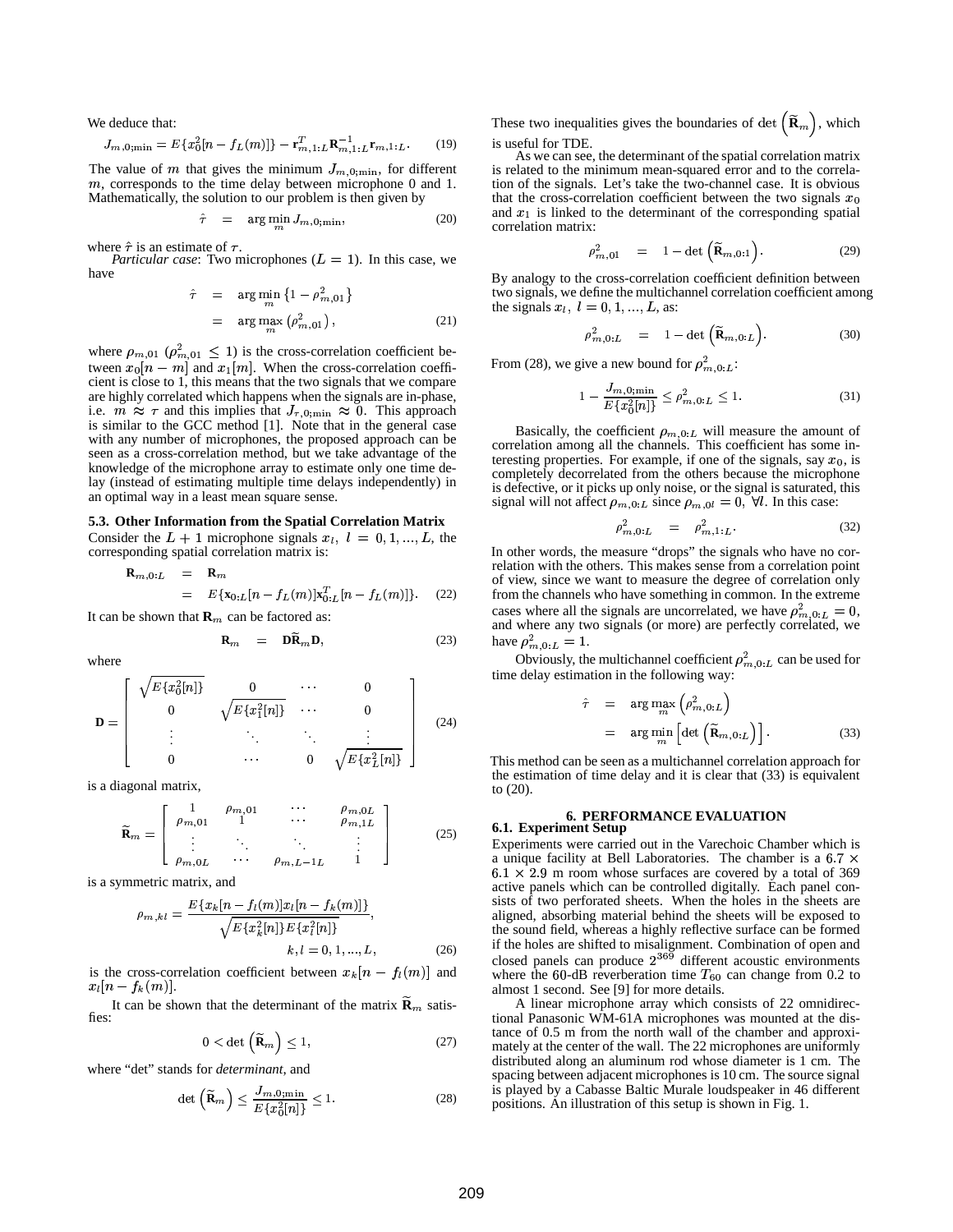We deduce that:

$$J_{m,0;\min} = E\{x_0^2[n - f_L(m)]\} - \mathbf{r}_{m,1:L}^T \mathbf{R}_{m,1:L}^{-1} \mathbf{r}_{m,1:L}. \quad (19)$$

The value of $m$ that gives the minimum $J_{m,0;\min}$, for different $m$, corresponds to the time delay between microphone 0 and 1. Mathematically, the solution to our problem is then given by

$$\hat{\tau} = \arg\min_m J_{m,0;\min}, \quad (20)$$

where $\hat{\tau}$ is an estimate of $\tau$.

*Particular case*: Two microphones ($L = 1$). In this case, we have

$$\begin{aligned} \hat{\tau} &= \arg\min_m \left\{1 - \rho_{m,01}^2\right\} \\ &= \arg\max_m \left(\rho_{m,01}^2\right), \end{aligned} \quad (21)$$

where $\rho_{m,01}$ ($\rho_{m,01}^2 \leq 1$) is the cross-correlation coefficient between $x_0[n-m]$ and $x_1[m]$. When the cross-correlation coefficient is close to 1, this means that the two signals that we compare are highly correlated which happens when the signals are in-phase, i.e. $m \approx \tau$ and this implies that $J_{\tau,0;\min} \approx 0$. This approach is similar to the GCC method [1]. Note that in the general case with any number of microphones, the proposed approach can be seen as a cross-correlation method, but we take advantage of the knowledge of the microphone array to estimate only one time delay (instead of estimating multiple time delays independently) in an optimal way in a least mean square sense.

### 5.3. Other Information from the Spatial Correlation Matrix

Consider the $L+1$ microphone signals $x_l,\ l = 0, 1, ..., L$, the corresponding spatial correlation matrix is:

$$\begin{aligned} \mathbf{R}_{m,0:L} &= \mathbf{R}_m \\ &= E\{\mathbf{x}_{0:L}[n - f_L(m)]\mathbf{x}_{0:L}^T[n - f_L(m)]\}. \end{aligned} \quad (22)$$

It can be shown that $\mathbf{R}_m$ can be factored as:

$$\mathbf{R}_m = \mathbf{D}\widetilde{\mathbf{R}}_m\mathbf{D}, \quad (23)$$

where

$$\mathbf{D} = \begin{bmatrix} \sqrt{E\{x_0^2[n]\}} & 0 & \cdots & 0 \\ 0 & \sqrt{E\{x_1^2[n]\}} & \cdots & 0 \\ \vdots & \ddots & \ddots & \vdots \\ 0 & \cdots & 0 & \sqrt{E\{x_L^2[n]\}} \end{bmatrix} \quad (24)$$

is a diagonal matrix,

$$\widetilde{\mathbf{R}}_m = \begin{bmatrix} 1 & \rho_{m,01} & \cdots & \rho_{m,0L} \\ \rho_{m,01} & 1 & \cdots & \rho_{m,1L} \\ \vdots & \ddots & \ddots & \vdots \\ \rho_{m,0L} & \cdots & \rho_{m,L-1L} & 1 \end{bmatrix} \quad (25)$$

is a symmetric matrix, and

$$\rho_{m,kl} = \frac{E\{x_k[n - f_l(m)]x_l[n - f_k(m)]\}}{\sqrt{E\{x_k^2[n]\}E\{x_l^2[n]\}}}, \quad k, l = 0, 1, ..., L, \quad (26)$$

is the cross-correlation coefficient between $x_k[n - f_l(m)]$ and $x_l[n - f_k(m)]$.

It can be shown that the determinant of the matrix $\widetilde{\mathbf{R}}_m$ satisfies:

$$0 < \det\left(\widetilde{\mathbf{R}}_m\right) \leq 1, \quad (27)$$

where "det" stands for *determinant*, and

$$\det\left(\widetilde{\mathbf{R}}_m\right) \leq \frac{J_{m,0;\min}}{E\{x_0^2[n]\}} \leq 1. \quad (28)$$

These two inequalities gives the boundaries of $\det\left(\widetilde{\mathbf{R}}_m\right)$, which is useful for TDE.

As we can see, the determinant of the spatial correlation matrix is related to the minimum mean-squared error and to the correlation of the signals. Let's take the two-channel case. It is obvious that the cross-correlation coefficient between the two signals $x_0$ and $x_1$ is linked to the determinant of the corresponding spatial correlation matrix:

$$\rho_{m,01}^2 = 1 - \det\left(\widetilde{\mathbf{R}}_{m,0:1}\right). \quad (29)$$

By analogy to the cross-correlation coefficient definition between two signals, we define the multichannel correlation coefficient among the signals $x_l,\ l = 0, 1, ..., L$, as:

$$\rho_{m,0:L}^2 = 1 - \det\left(\widetilde{\mathbf{R}}_{m,0:L}\right). \quad (30)$$

From (28), we give a new bound for $\rho_{m,0:L}^2$:

$$1 - \frac{J_{m,0;\min}}{E\{x_0^2[n]\}} \leq \rho_{m,0:L}^2 \leq 1. \quad (31)$$

Basically, the coefficient $\rho_{m,0:L}$ will measure the amount of correlation among all the channels. This coefficient has some interesting properties. For example, if one of the signals, say $x_0$, is completely decorrelated from the others because the microphone is defective, or it picks up only noise, or the signal is saturated, this signal will not affect $\rho_{m,0:L}$ since $\rho_{m,0l} = 0,\ \forall l$. In this case:

$$\rho_{m,0:L}^2 = \rho_{m,1:L}^2. \quad (32)$$

In other words, the measure "drops" the signals who have no correlation with the others. This makes sense from a correlation point of view, since we want to measure the degree of correlation only from the channels who have something in common. In the extreme cases where all the signals are uncorrelated, we have $\rho_{m,0:L}^2 = 0$, and where any two signals (or more) are perfectly correlated, we have $\rho_{m,0:L}^2 = 1$.

Obviously, the multichannel coefficient $\rho_{m,0:L}^2$ can be used for time delay estimation in the following way:

$$\begin{aligned} \hat{\tau} &= \arg\max_m \left(\rho_{m,0:L}^2\right) \\ &= \arg\min_m \left[\det\left(\widetilde{\mathbf{R}}_{m,0:L}\right)\right]. \end{aligned} \quad (33)$$

This method can be seen as a multichannel correlation approach for the estimation of time delay and it is clear that (33) is equivalent to (20).

## 6. PERFORMANCE EVALUATION

### 6.1. Experiment Setup

Experiments were carried out in the Varechoic Chamber which is a unique facility at Bell Laboratories. The chamber is a $6.7 \times 6.1 \times 2.9$ m room whose surfaces are covered by a total of 369 active panels which can be controlled digitally. Each panel consists of two perforated sheets. When the holes in the sheets are aligned, absorbing material behind the sheets will be exposed to the sound field, whereas a highly reflective surface can be formed if the holes are shifted to misalignment. Combination of open and closed panels can produce $2^{369}$ different acoustic environments where the 60-dB reverberation time $T_{60}$ can change from 0.2 to almost 1 second. See [9] for more details.

A linear microphone array which consists of 22 omnidirectional Panasonic WM-61A microphones was mounted at the distance of 0.5 m from the north wall of the chamber and approximately at the center of the wall. The 22 microphones are uniformly distributed along an aluminum rod whose diameter is 1 cm. The spacing between adjacent microphones is 10 cm. The source signal is played by a Cabasse Baltic Murale loudspeaker in 46 different positions. An illustration of this setup is shown in Fig. 1.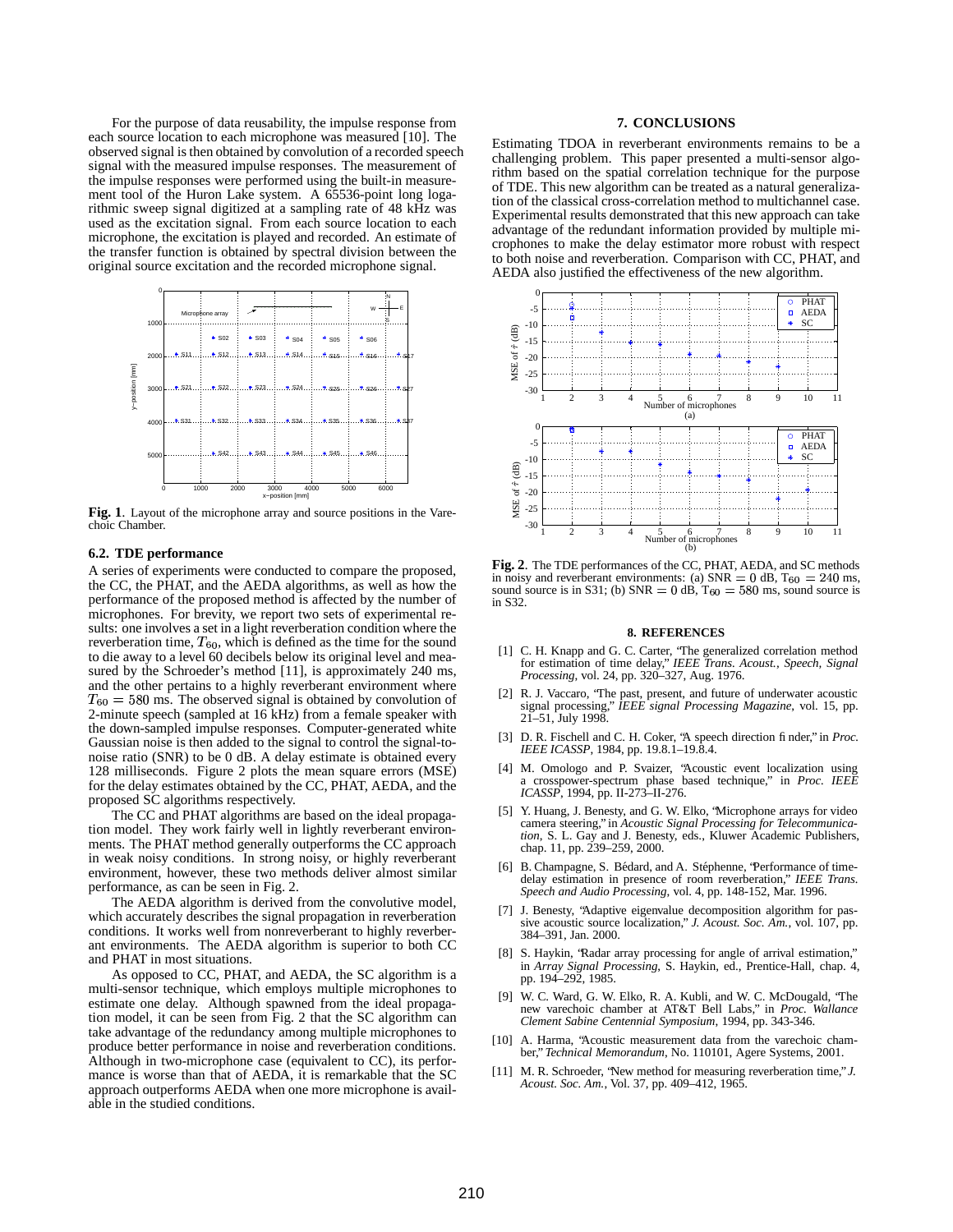For the purpose of data reusability, the impulse response from each source location to each microphone was measured [10]. The observed signal is then obtained by convolution of a recorded speech signal with the measured impulse responses. The measurement of the impulse responses were performed using the built-in measurement tool of the Huron Lake system. A 65536-point long logarithmic sweep signal digitized at a sampling rate of 48 kHz was used as the excitation signal. From each source location to each microphone, the excitation is played and recorded. An estimate of the transfer function is obtained by spectral division between the original source excitation and the recorded microphone signal.

Microphone array
N
W
E
S
S02 S03 S04 S05 S06
S11 S12 S13 S14 S15 S16 S17
S21 S22 S23 S24 S25 S26 S27
S31 S32 S33 S34 S35 S36 S37
S42 S43 S44 S45 S46
y–position [mm]
0
1000
2000
3000
4000
5000
x–position [mm]
0 1000 2000 3000 4000 5000 6000

**Fig. 1**. Layout of the microphone array and source positions in the Varechoic Chamber.

### 6.2. TDE performance

A series of experiments were conducted to compare the proposed, the CC, the PHAT, and the AEDA algorithms, as well as how the performance of the proposed method is affected by the number of microphones. For brevity, we report two sets of experimental results: one involves a set in a light reverberation condition where the reverberation time, $T_{60}$, which is defined as the time for the sound to die away to a level 60 decibels below its original level and measured by the Schroeder's method [11], is approximately 240 ms, and the other pertains to a highly reverberant environment where $T_{60} = 580$ ms. The observed signal is obtained by convolution of 2-minute speech (sampled at 16 kHz) from a female speaker with the down-sampled impulse responses. Computer-generated white Gaussian noise is then added to the signal to control the signal-to-noise ratio (SNR) to be 0 dB. A delay estimate is obtained every 128 milliseconds. Figure 2 plots the mean square errors (MSE) for the delay estimates obtained by the CC, PHAT, AEDA, and the proposed SC algorithms respectively.

The CC and PHAT algorithms are based on the ideal propagation model. They work fairly well in lightly reverberant environments. The PHAT method generally outperforms the CC approach in weak noisy conditions. In strong noisy, or highly reverberant environment, however, these two methods deliver almost similar performance, as can be seen in Fig. 2.

The AEDA algorithm is derived from the convolutive model, which accurately describes the signal propagation in reverberation conditions. It works well from nonreverberant to highly reverberant environments. The AEDA algorithm is superior to both CC and PHAT in most situations.

As opposed to CC, PHAT, and AEDA, the SC algorithm is a multi-sensor technique, which employs multiple microphones to estimate one delay. Although spawned from the ideal propagation model, it can be seen from Fig. 2 that the SC algorithm can take advantage of the redundancy among multiple microphones to produce better performance in noise and reverberation conditions. Although in two-microphone case (equivalent to CC), its performance is worse than that of AEDA, it is remarkable that the SC approach outperforms AEDA when one more microphone is available in the studied conditions.

## 7. CONCLUSIONS

Estimating TDOA in reverberant environments remains to be a challenging problem. This paper presented a multi-sensor algorithm based on the spatial correlation technique for the purpose of TDE. This new algorithm can be treated as a natural generalization of the classical cross-correlation method to multichannel case. Experimental results demonstrated that this new approach can take advantage of the redundant information provided by multiple microphones to make the delay estimator more robust with respect to both noise and reverberation. Comparison with CC, PHAT, and AEDA also justified the effectiveness of the new algorithm.

MSE of $\hat{\tau}$ (dB)
0
-5
-10
-15
-20
-25
-30
1 2 3 4 5 6 7 8 9 10 11
Number of microphones
(a)
PHAT
AEDA
SC

MSE of $\hat{\tau}$ (dB)
0
-5
-10
-15
-20
-25
-30
1 2 3 4 5 6 7 8 9 10 11
Number of microphones
(b)
PHAT
AEDA
SC

**Fig. 2**. The TDE performances of the CC, PHAT, AEDA, and SC methods in noisy and reverberant environments: (a) SNR $= 0$ dB, $T_{60} = 240$ ms, sound source is in S31; (b) SNR $= 0$ dB, $T_{60} = 580$ ms, sound source is in S32.

## 8. REFERENCES

[1] C. H. Knapp and G. C. Carter, "The generalized correlation method for estimation of time delay," *IEEE Trans. Acoust., Speech, Signal Processing*, vol. 24, pp. 320–327, Aug. 1976.

[2] R. J. Vaccaro, "The past, present, and future of underwater acoustic signal processing," *IEEE signal Processing Magazine*, vol. 15, pp. 21–51, July 1998.

[3] D. R. Fischell and C. H. Coker, "A speech direction finder," in *Proc. IEEE ICASSP*, 1984, pp. 19.8.1–19.8.4.

[4] M. Omologo and P. Svaizer, "Acoustic event localization using a crosspower-spectrum phase based technique," in *Proc. IEEE ICASSP*, 1994, pp. II-273–II-276.

[5] Y. Huang, J. Benesty, and G. W. Elko, "Microphone arrays for video camera steering," in *Acoustic Signal Processing for Telecommunication*, S. L. Gay and J. Benesty, eds., Kluwer Academic Publishers, chap. 11, pp. 239–259, 2000.

[6] B. Champagne, S. Bédard, and A. Stéphenne, "Performance of time-delay estimation in presence of room reverberation," *IEEE Trans. Speech and Audio Processing*, vol. 4, pp. 148-152, Mar. 1996.

[7] J. Benesty, "Adaptive eigenvalue decomposition algorithm for passive acoustic source localization," *J. Acoust. Soc. Am.*, vol. 107, pp. 384–391, Jan. 2000.

[8] S. Haykin, "Radar array processing for angle of arrival estimation," in *Array Signal Processing*, S. Haykin, ed., Prentice-Hall, chap. 4, pp. 194–292, 1985.

[9] W. C. Ward, G. W. Elko, R. A. Kubli, and W. C. McDougald, "The new varechoic chamber at AT&T Bell Labs," in *Proc. Wallance Clement Sabine Centennial Symposium*, 1994, pp. 343-346.

[10] A. Harma, "Acoustic measurement data from the varechoic chamber," *Technical Memorandum*, No. 110101, Agere Systems, 2001.

[11] M. R. Schroeder, "New method for measuring reverberation time," *J. Acoust. Soc. Am.*, Vol. 37, pp. 409–412, 1965.